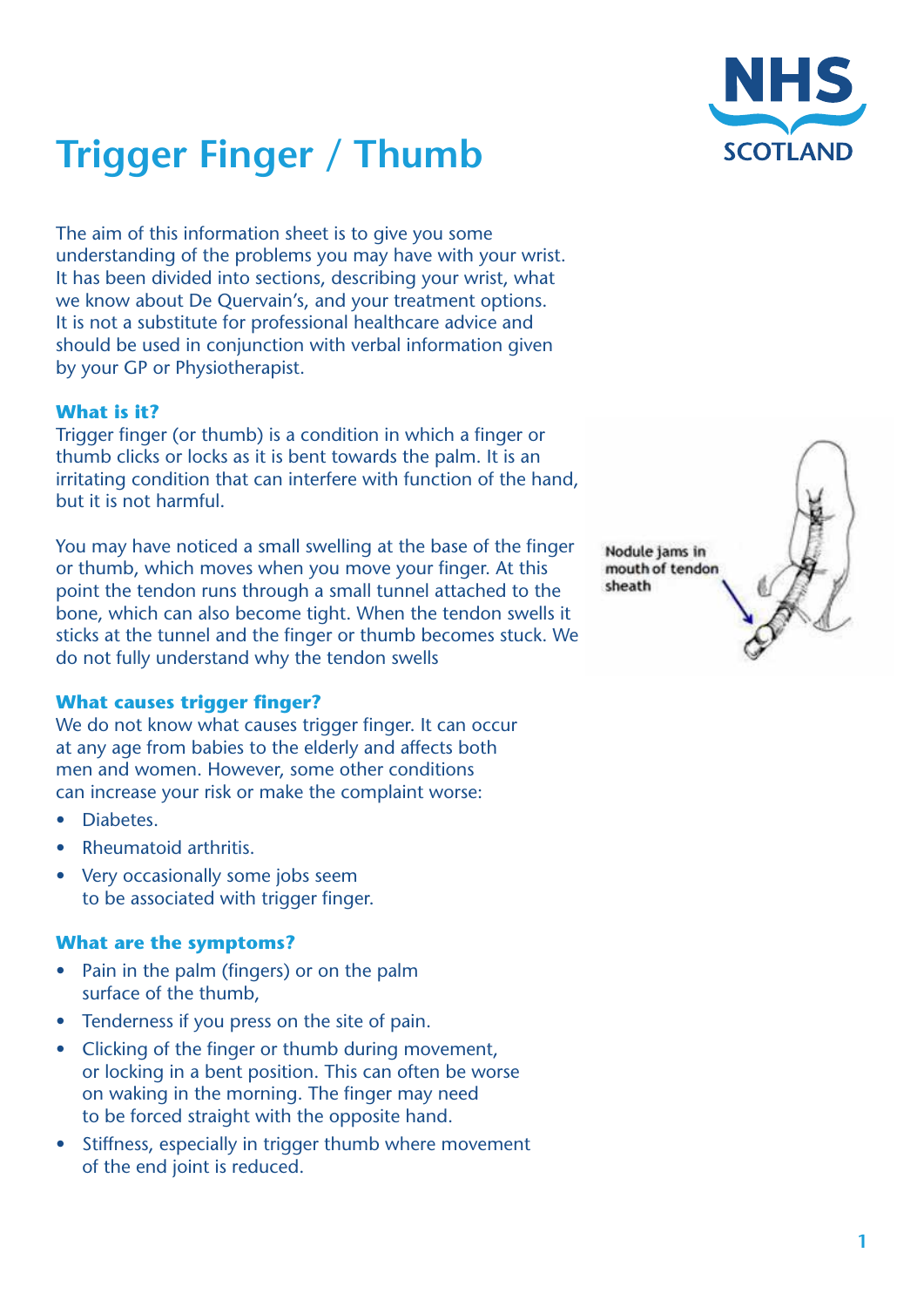# Trigger Finger / Thumb

The aim of this information sheet is to give you some understanding of the problems you may have with your wrist. It has been divided into sections, describing your wrist, what we know about De Quervain's, and your treatment options. It is not a substitute for professional healthcare advice and should be used in conjunction with verbal information given by your GP or Physiotherapist.

### What is it?

Trigger finger (or thumb) is a condition in which a finger or thumb clicks or locks as it is bent towards the palm. It is an irritating condition that can interfere with function of the hand, but it is not harmful.

You may have noticed a small swelling at the base of the finger or thumb, which moves when you move your finger. At this point the tendon runs through a small tunnel attached to the bone, which can also become tight. When the tendon swells it sticks at the tunnel and the finger or thumb becomes stuck. We do not fully understand why the tendon swells

Nodule jams in mouth of tendon sheath

### What causes trigger finger?

We do not know what causes trigger finger. It can occur at any age from babies to the elderly and affects both men and women. However, some other conditions can increase your risk or make the complaint worse:

- Diabetes.
- Rheumatoid arthritis.
- Very occasionally some jobs seem to be associated with trigger finger.

### What are the symptoms?

- Pain in the palm (fingers) or on the palm surface of the thumb,
- Tenderness if you press on the site of pain.
- Clicking of the finger or thumb during movement, or locking in a bent position. This can often be worse on waking in the morning. The finger may need to be forced straight with the opposite hand.
- Stiffness, especially in trigger thumb where movement of the end joint is reduced.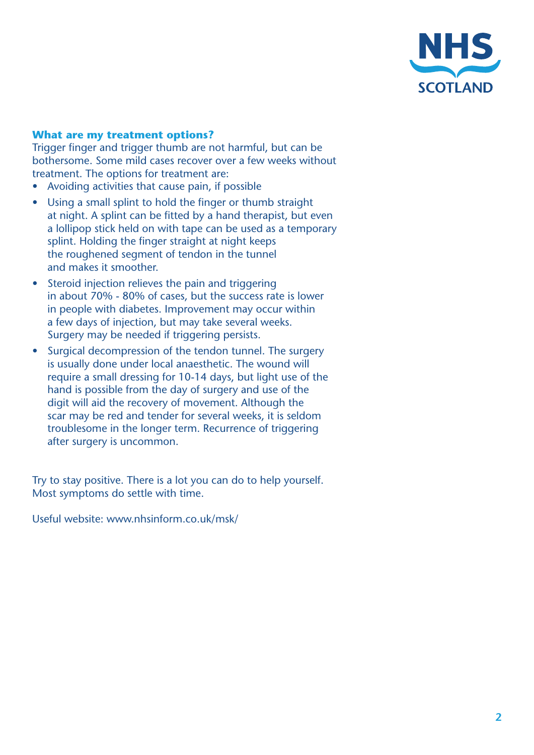### What are my treatment options?

Trigger finger and trigger thumb are not harmful, but can be bothersome. Some mild cases recover over a few weeks without treatment. The options for treatment are:

- Avoiding activities that cause pain, if possible
- Using a small splint to hold the finger or thumb straight at night. A splint can be fitted by a hand therapist, but even a lollipop stick held on with tape can be used as a temporary splint. Holding the finger straight at night keeps the roughened segment of tendon in the tunnel and makes it smoother.
- Steroid injection relieves the pain and triggering in about 70% - 80% of cases, but the success rate is lower in people with diabetes. Improvement may occur within a few days of injection, but may take several weeks. Surgery may be needed if triggering persists.
- Surgical decompression of the tendon tunnel. The surgery is usually done under local anaesthetic. The wound will require a small dressing for 10-14 days, but light use of the hand is possible from the day of surgery and use of the digit will aid the recovery of movement. Although the scar may be red and tender for several weeks, it is seldom troublesome in the longer term. Recurrence of triggering after surgery is uncommon.

Try to stay positive. There is a lot you can do to help yourself. Most symptoms do settle with time.

Useful website: www.nhsinform.co.uk/msk/